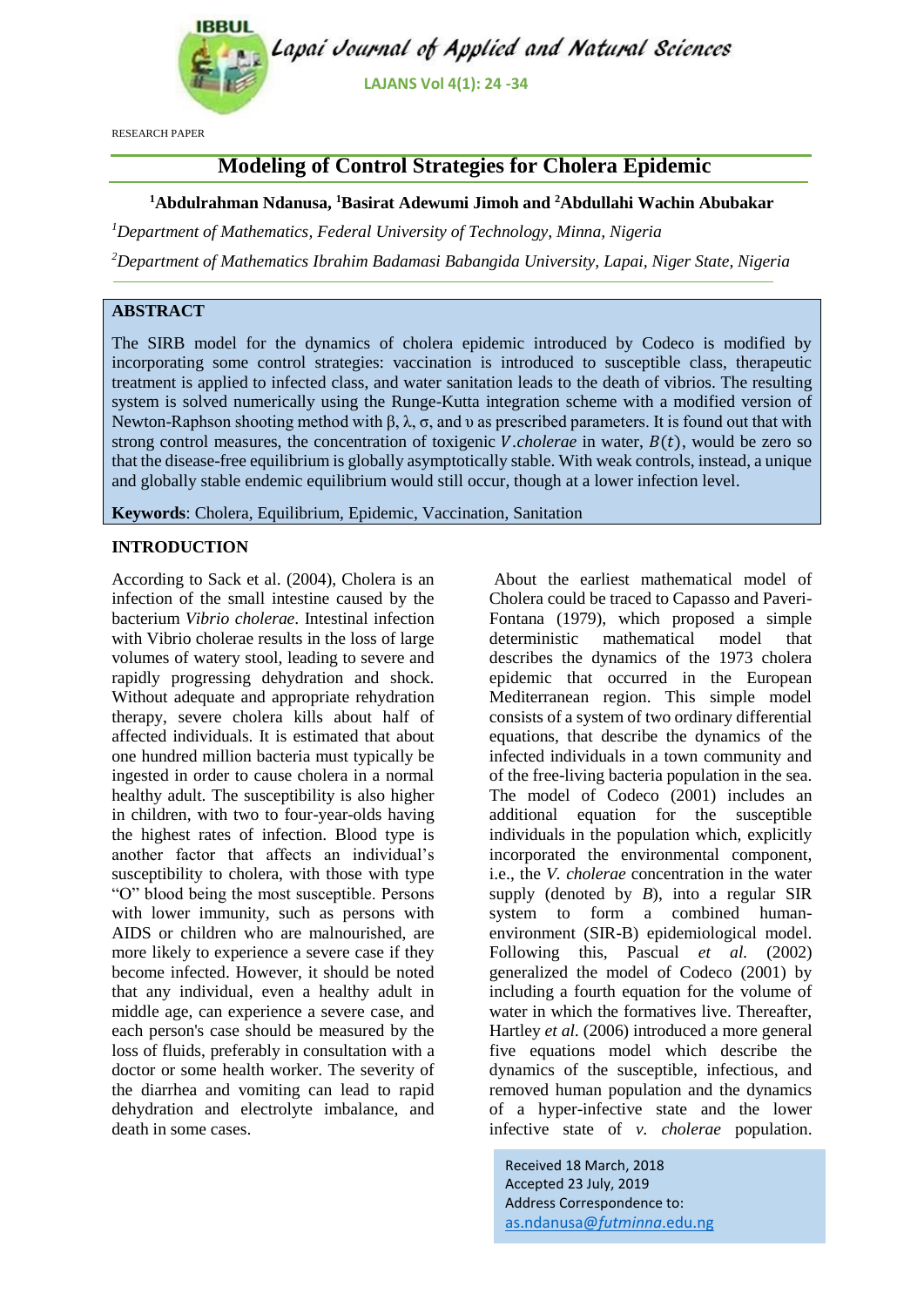RESEARCH PAPER

# Modeling of Control Strategies for Cholera Epidemic

**[1]Abdulrahman Ndanusa, [1]Basirat Adewumi Jimoh and [2]Abdullahi Wachin Abubakar**

*[1]Department of Mathematics, Federal University of Technology, Minna, Nigeria*

*[2]Department of Mathematics Ibrahim Badamasi Babangida University, Lapai, Niger State, Nigeria*

## ABSTRACT

The SIRB model for the dynamics of cholera epidemic introduced by Codeco is modified by incorporating some control strategies: vaccination is introduced to susceptible class, therapeutic treatment is applied to infected class, and water sanitation leads to the death of vibrios. The resulting system is solved numerically using the Runge-Kutta integration scheme with a modified version of Newton-Raphson shooting method with $\beta$, $\lambda$, $\sigma$, and $\upsilon$ as prescribed parameters. It is found out that with strong control measures, the concentration of toxigenic *V.cholerae* in water, $B(t)$, would be zero so that the disease-free equilibrium is globally asymptotically stable. With weak controls, instead, a unique and globally stable endemic equilibrium would still occur, though at a lower infection level.

**Keywords**: Cholera, Equilibrium, Epidemic, Vaccination, Sanitation

## INTRODUCTION

According to Sack et al. (2004), Cholera is an infection of the small intestine caused by the bacterium *Vibrio cholerae*. Intestinal infection with Vibrio cholerae results in the loss of large volumes of watery stool, leading to severe and rapidly progressing dehydration and shock. Without adequate and appropriate rehydration therapy, severe cholera kills about half of affected individuals. It is estimated that about one hundred million bacteria must typically be ingested in order to cause cholera in a normal healthy adult. The susceptibility is also higher in children, with two to four-year-olds having the highest rates of infection. Blood type is another factor that affects an individual's susceptibility to cholera, with those with type "O" blood being the most susceptible. Persons with lower immunity, such as persons with AIDS or children who are malnourished, are more likely to experience a severe case if they become infected. However, it should be noted that any individual, even a healthy adult in middle age, can experience a severe case, and each person's case should be measured by the loss of fluids, preferably in consultation with a doctor or some health worker. The severity of the diarrhea and vomiting can lead to rapid dehydration and electrolyte imbalance, and death in some cases.

About the earliest mathematical model of Cholera could be traced to Capasso and Paveri-Fontana (1979), which proposed a simple deterministic mathematical model that describes the dynamics of the 1973 cholera epidemic that occurred in the European Mediterranean region. This simple model consists of a system of two ordinary differential equations, that describe the dynamics of the infected individuals in a town community and of the free-living bacteria population in the sea. The model of Codeco (2001) includes an additional equation for the susceptible individuals in the population which, explicitly incorporated the environmental component, i.e., the *V. cholerae* concentration in the water supply (denoted by *B*), into a regular SIR system to form a combined human-environment (SIR-B) epidemiological model. Following this, Pascual *et al.* (2002) generalized the model of Codeco (2001) by including a fourth equation for the volume of water in which the formatives live. Thereafter, Hartley *et al.* (2006) introduced a more general five equations model which describe the dynamics of the susceptible, infectious, and removed human population and the dynamics of a hyper-infective state and the lower infective state of *v. cholerae* population.

Received 18 March, 2018
Accepted 23 July, 2019
Address Correspondence to:
as.ndanusa@futminna.edu.ng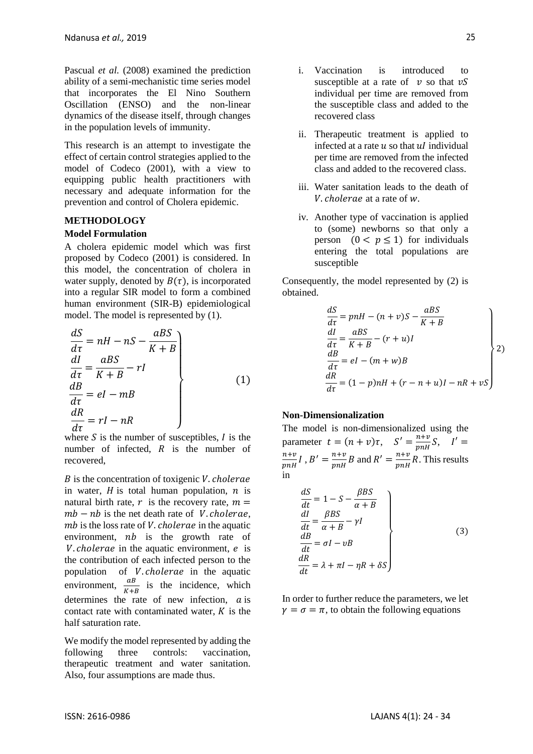Pascual *et al.* (2008) examined the prediction ability of a semi-mechanistic time series model that incorporates the El Nino Southern Oscillation (ENSO) and the non-linear dynamics of the disease itself, through changes in the population levels of immunity.

This research is an attempt to investigate the effect of certain control strategies applied to the model of Codeco (2001), with a view to equipping public health practitioners with necessary and adequate information for the prevention and control of Cholera epidemic.

## METHODOLOGY

### Model Formulation

A cholera epidemic model which was first proposed by Codeco (2001) is considered. In this model, the concentration of cholera in water supply, denoted by $B(\tau)$, is incorporated into a regular SIR model to form a combined human environment (SIR-B) epidemiological model. The model is represented by (1).

$$\left.\begin{aligned}
\frac{dS}{d\tau} &= nH - nS - \frac{aBS}{K+B} \\
\frac{dI}{d\tau} &= \frac{aBS}{K+B} - rI \\
\frac{dB}{d\tau} &= eI - mB \\
\frac{dR}{d\tau} &= rI - nR
\end{aligned}\right\} \quad (1)$$

where $S$ is the number of susceptibles, $I$ is the number of infected, $R$ is the number of recovered,

$B$ is the concentration of toxigenic $V. cholerae$ in water, $H$ is total human population, $n$ is natural birth rate, $r$ is the recovery rate, $m = mb - nb$ is the net death rate of $V. cholerae$, $mb$ is the loss rate of $V. cholerae$ in the aquatic environment, $nb$ is the growth rate of $V. cholerae$ in the aquatic environment, $e$ is the contribution of each infected person to the population of $V. cholerae$ in the aquatic environment, $\frac{aB}{K+B}$ is the incidence, which determines the rate of new infection, $a$ is contact rate with contaminated water, $K$ is the half saturation rate.

We modify the model represented by adding the following three controls: vaccination, therapeutic treatment and water sanitation. Also, four assumptions are made thus.

i. Vaccination is introduced to susceptible at a rate of $v$ so that $vS$ individual per time are removed from the susceptible class and added to the recovered class

ii. Therapeutic treatment is applied to infected at a rate $u$ so that $uI$ individual per time are removed from the infected class and added to the recovered class.

iii. Water sanitation leads to the death of $V. cholerae$ at a rate of $w$.

iv. Another type of vaccination is applied to (some) newborns so that only a person $(0 < p \leq 1)$ for individuals entering the total populations are susceptible

Consequently, the model represented by (2) is obtained.

$$\left.\begin{aligned}
\frac{dS}{d\tau} &= pnH - (n+v)S - \frac{aBS}{K+B} \\
\frac{dI}{d\tau} &= \frac{aBS}{K+B} - (r+u)I \\
\frac{dB}{d\tau} &= eI - (m+w)B \\
\frac{dR}{d\tau} &= (1-p)nH + (r-n+u)I - nR + vS
\end{aligned}\right\} \quad 2)$$

### Non-Dimensionalization

The model is non-dimensionalized using the parameter $t = (n+v)\tau$, $S' = \frac{n+v}{pnH}S$, $I' = \frac{n+v}{pnH}I$, $B' = \frac{n+v}{pnH}B$ and $R' = \frac{n+v}{pnH}R$. This results in

$$\left.\begin{aligned}
\frac{dS}{dt} &= 1 - S - \frac{\beta BS}{\alpha+B} \\
\frac{dI}{dt} &= \frac{\beta BS}{\alpha+B} - \gamma I \\
\frac{dB}{dt} &= \sigma I - \upsilon B \\
\frac{dR}{dt} &= \lambda + \pi I - \eta R + \delta S
\end{aligned}\right\} \quad (3)$$

In order to further reduce the parameters, we let $\gamma = \sigma = \pi$, to obtain the following equations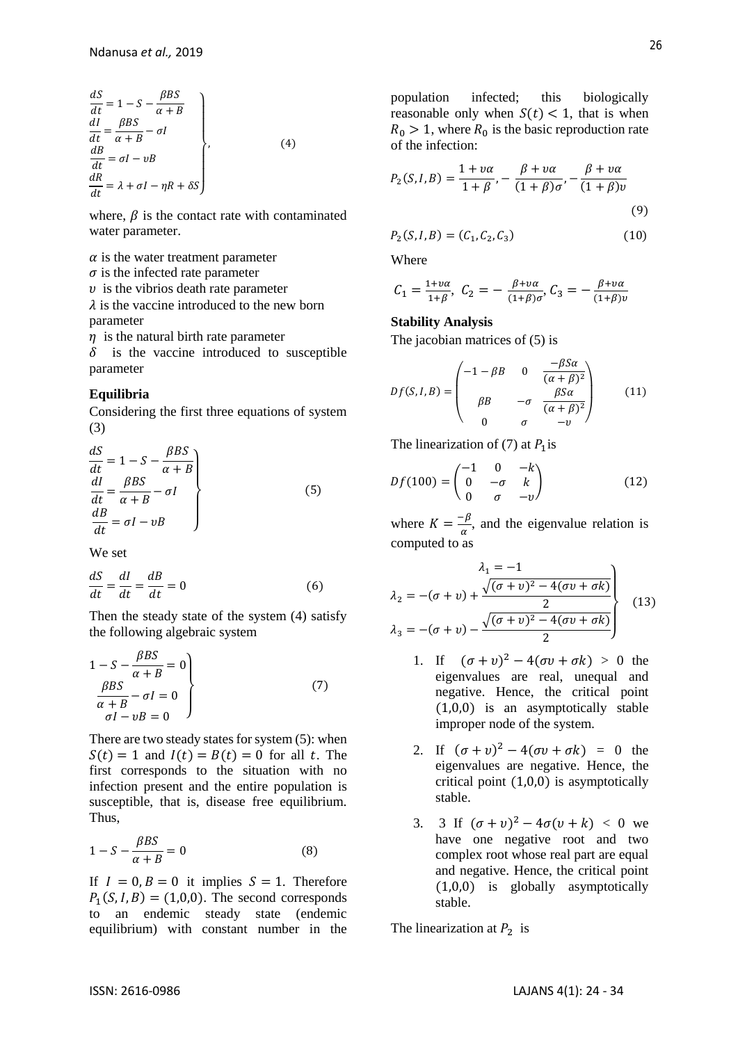$$
\left.\begin{aligned}
\frac{dS}{dt} &= 1 - S - \frac{\beta BS}{\alpha + B} \\
\frac{dI}{dt} &= \frac{\beta BS}{\alpha + B} - \sigma I \\
\frac{dB}{dt} &= \sigma I - \upsilon B \\
\frac{dR}{dt} &= \lambda + \sigma I - \eta R + \delta S
\end{aligned}\right\}, \tag{4}
$$

where, $\beta$ is the contact rate with contaminated water parameter.

$\alpha$ is the water treatment parameter

$\sigma$ is the infected rate parameter

$\upsilon$ is the vibrios death rate parameter

$\lambda$ is the vaccine introduced to the new born parameter

$\eta$ is the natural birth rate parameter

$\delta$ is the vaccine introduced to susceptible parameter

**Equilibria**

Considering the first three equations of system (3)

$$
\left.\begin{aligned}
\frac{dS}{dt} &= 1 - S - \frac{\beta BS}{\alpha + B} \\
\frac{dI}{dt} &= \frac{\beta BS}{\alpha + B} - \sigma I \\
\frac{dB}{dt} &= \sigma I - \upsilon B
\end{aligned}\right\} \tag{5}
$$

We set

$$
\frac{dS}{dt} = \frac{dI}{dt} = \frac{dB}{dt} = 0 \tag{6}
$$

Then the steady state of the system (4) satisfy the following algebraic system

$$
\left.\begin{aligned}
1 - S - \frac{\beta BS}{\alpha + B} &= 0 \\
\frac{\beta BS}{\alpha + B} - \sigma I &= 0 \\
\sigma I - \upsilon B &= 0
\end{aligned}\right\} \tag{7}
$$

There are two steady states for system (5): when $S(t) = 1$ and $I(t) = B(t) = 0$ for all $t$. The first corresponds to the situation with no infection present and the entire population is susceptible, that is, disease free equilibrium. Thus,

$$
1 - S - \frac{\beta BS}{\alpha + B} = 0 \tag{8}
$$

If $I = 0, B = 0$ it implies $S = 1$. Therefore $P_1(S, I, B) = (1,0,0)$. The second corresponds to an endemic steady state (endemic equilibrium) with constant number in the population infected; this biologically reasonable only when $S(t) < 1$, that is when $R_0 > 1$, where $R_0$ is the basic reproduction rate of the infection:

$$
P_2(S, I, B) = \frac{1 + \upsilon\alpha}{1 + \beta}, -\frac{\beta + \upsilon\alpha}{(1 + \beta)\sigma}, -\frac{\beta + \upsilon\alpha}{(1 + \beta)\upsilon} \tag{9}
$$

$$
P_2(S, I, B) = (C_1, C_2, C_3) \tag{10}
$$

Where

$$
C_1 = \frac{1+\upsilon\alpha}{1+\beta},\ C_2 = -\frac{\beta+\upsilon\alpha}{(1+\beta)\sigma}, C_3 = -\frac{\beta+\upsilon\alpha}{(1+\beta)\upsilon}
$$

**Stability Analysis**

The jacobian matrices of (5) is

$$
Df(S, I, B) = \begin{pmatrix} -1 - \beta B & 0 & \frac{-\beta S\alpha}{(\alpha + \beta)^2} \\ \beta B & -\sigma & \frac{\beta S\alpha}{(\alpha + \beta)^2} \\ 0 & \sigma & -\upsilon \end{pmatrix} \tag{11}
$$

The linearization of (7) at $P_1$ is

$$
Df(100) = \begin{pmatrix} -1 & 0 & -k \\ 0 & -\sigma & k \\ 0 & \sigma & -\upsilon \end{pmatrix} \tag{12}
$$

where $K = \frac{-\beta}{\alpha}$, and the eigenvalue relation is computed to as

$$
\left.\begin{aligned}
\lambda_1 &= -1 \\
\lambda_2 &= -(\sigma + \upsilon) + \frac{\sqrt{(\sigma + \upsilon)^2 - 4(\sigma\upsilon + \sigma k)}}{2} \\
\lambda_3 &= -(\sigma + \upsilon) - \frac{\sqrt{(\sigma + \upsilon)^2 - 4(\sigma\upsilon + \sigma k)}}{2}
\end{aligned}\right\} \tag{13}
$$

1. If $(\sigma + \upsilon)^2 - 4(\sigma\upsilon + \sigma k) > 0$ the eigenvalues are real, unequal and negative. Hence, the critical point (1,0,0) is an asymptotically stable improper node of the system.
2. If $(\sigma + \upsilon)^2 - 4(\sigma\upsilon + \sigma k) = 0$ the eigenvalues are negative. Hence, the critical point (1,0,0) is asymptotically stable.
3. 3 If $(\sigma + \upsilon)^2 - 4\sigma(\upsilon + k) < 0$ we have one negative root and two complex root whose real part are equal and negative. Hence, the critical point (1,0,0) is globally asymptotically stable.

The linearization at $P_2$ is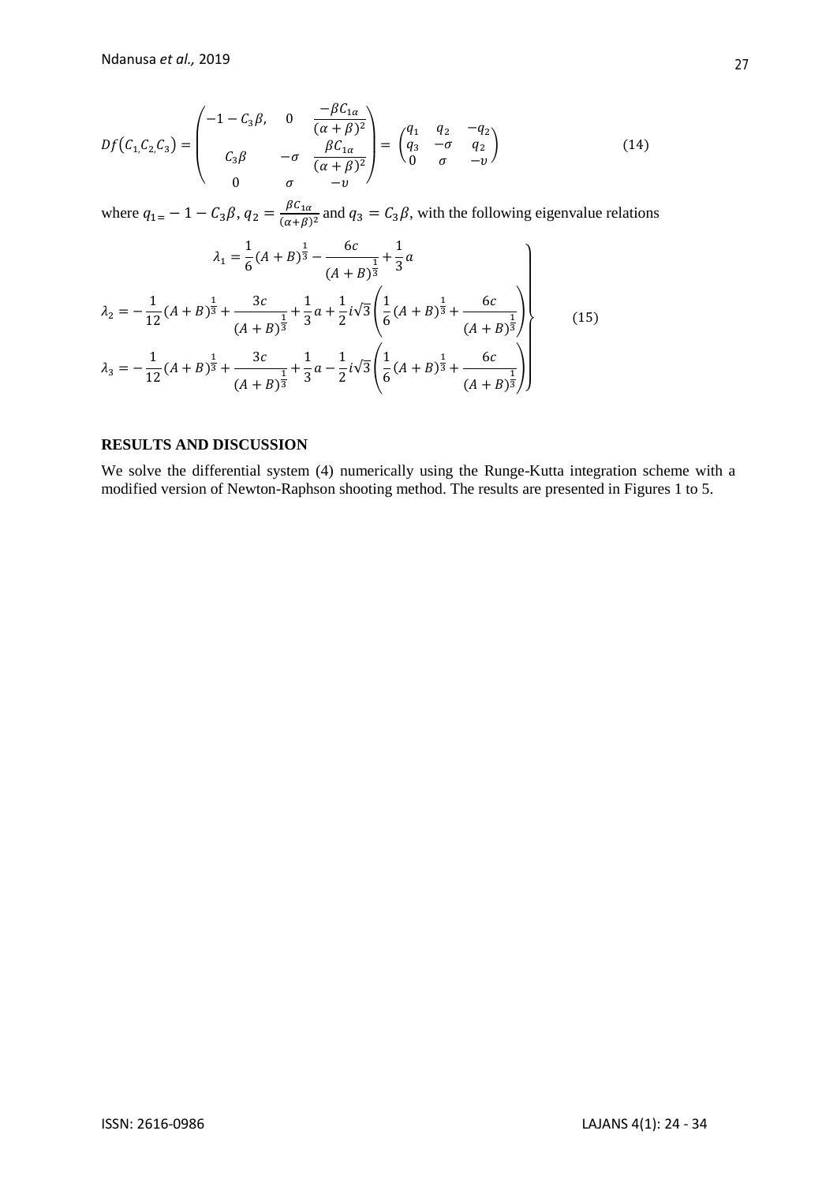$$
Df(C_1, C_2, C_3) = \begin{pmatrix} -1 - C_3\beta, & 0 & \dfrac{-\beta C_{1\alpha}}{(\alpha+\beta)^2} \\ C_3\beta & -\sigma & \dfrac{\beta C_{1\alpha}}{(\alpha+\beta)^2} \\ 0 & \sigma & -\upsilon \end{pmatrix} = \begin{pmatrix} q_1 & q_2 & -q_2 \\ q_3 & -\sigma & q_2 \\ 0 & \sigma & -\upsilon \end{pmatrix} \tag{14}
$$

where $q_1 = -1 - C_3\beta$, $q_2 = \frac{\beta C_{1\alpha}}{(\alpha+\beta)^2}$ and $q_3 = C_3\beta$, with the following eigenvalue relations

$$
\left.\begin{aligned}
\lambda_1 &= \frac{1}{6}(A+B)^{\frac{1}{3}} - \frac{6c}{(A+B)^{\frac{1}{3}}} + \frac{1}{3}a \\
\lambda_2 &= -\frac{1}{12}(A+B)^{\frac{1}{3}} + \frac{3c}{(A+B)^{\frac{1}{3}}} + \frac{1}{3}a + \frac{1}{2}i\sqrt{3}\left(\frac{1}{6}(A+B)^{\frac{1}{3}} + \frac{6c}{(A+B)^{\frac{1}{3}}}\right) \\
\lambda_3 &= -\frac{1}{12}(A+B)^{\frac{1}{3}} + \frac{3c}{(A+B)^{\frac{1}{3}}} + \frac{1}{3}a - \frac{1}{2}i\sqrt{3}\left(\frac{1}{6}(A+B)^{\frac{1}{3}} + \frac{6c}{(A+B)^{\frac{1}{3}}}\right)
\end{aligned}\right\} \tag{15}
$$

## RESULTS AND DISCUSSION

We solve the differential system (4) numerically using the Runge-Kutta integration scheme with a modified version of Newton-Raphson shooting method. The results are presented in Figures 1 to 5.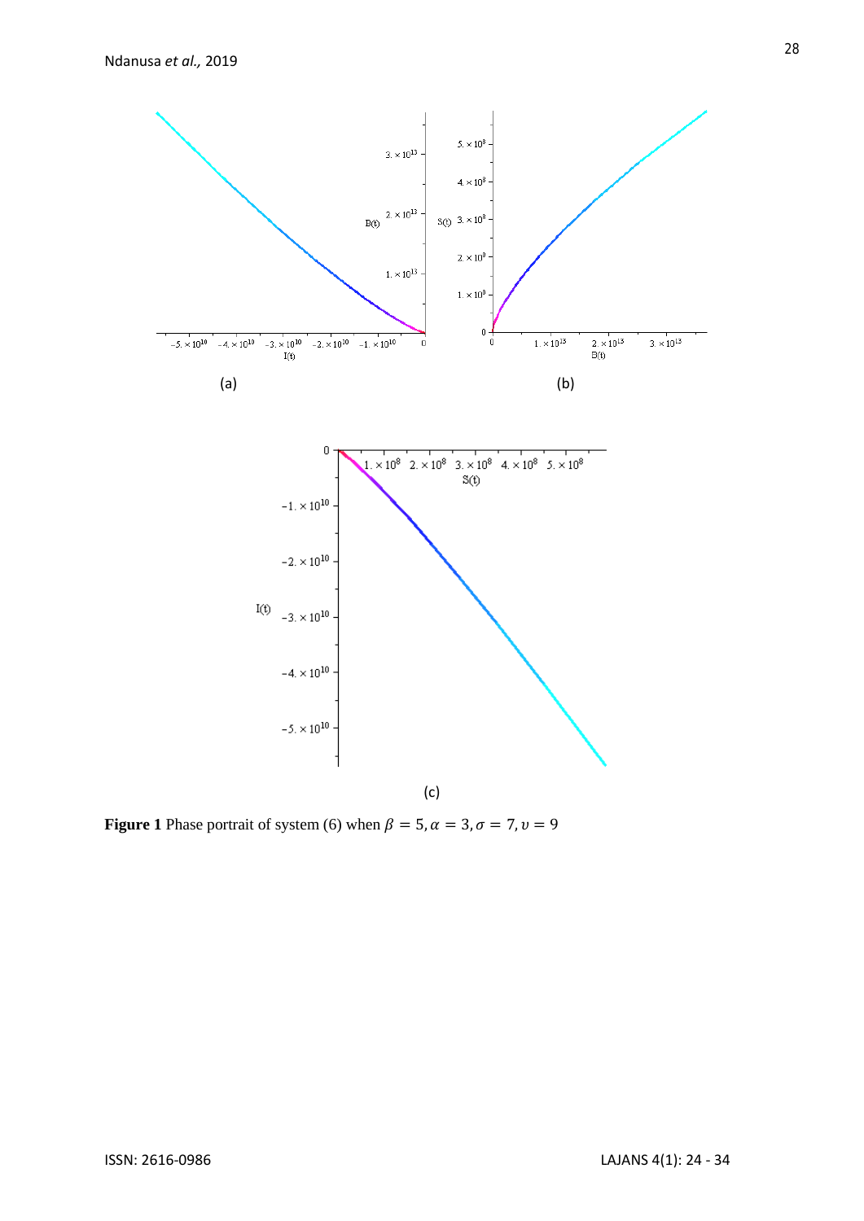(a)

(b)

(c)

**Figure 1** Phase portrait of system (6) when $\beta = 5, \alpha = 3, \sigma = 7, \upsilon = 9$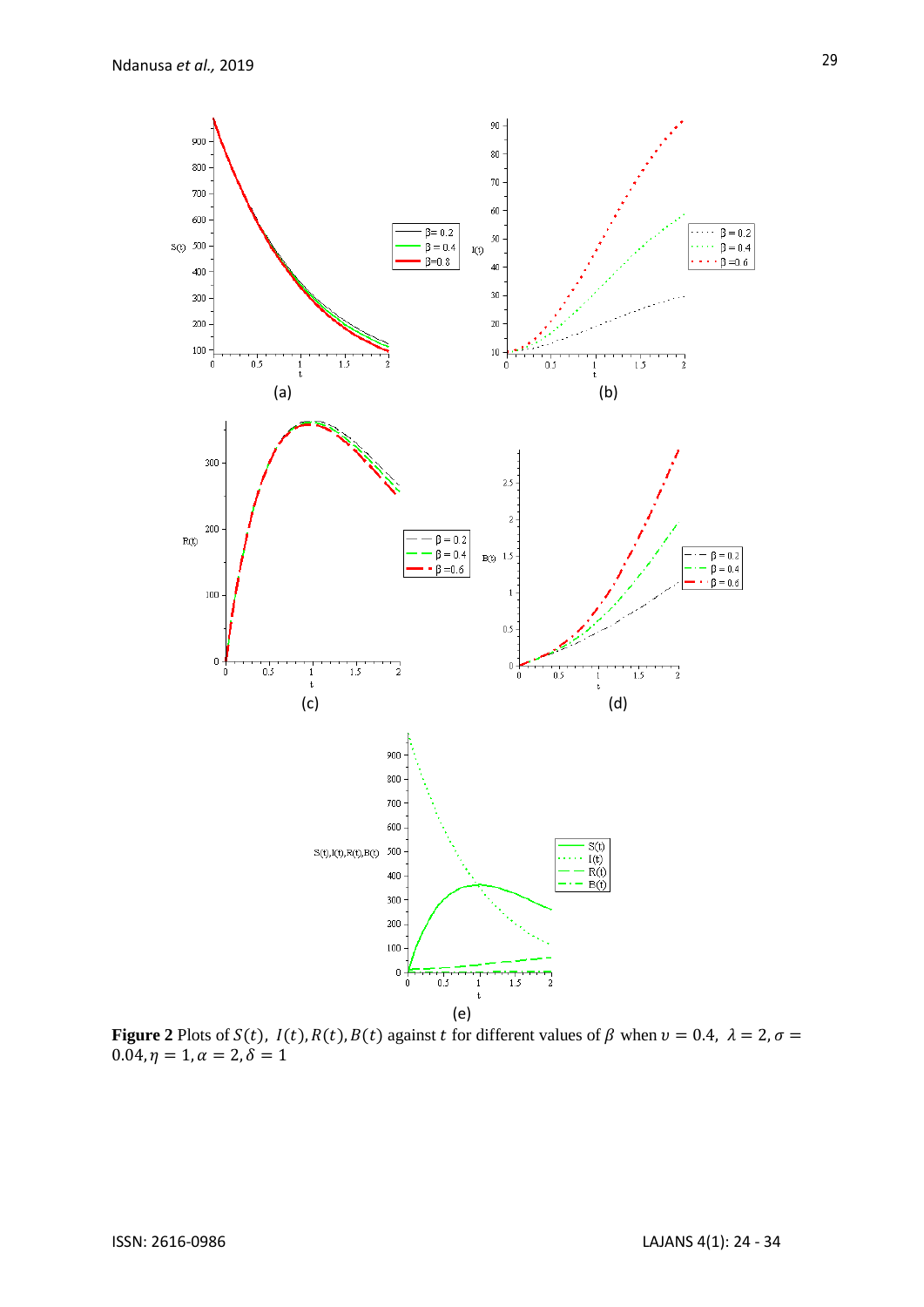**Figure 2** Plots of $S(t)$, $I(t), R(t), B(t)$ against $t$ for different values of $\beta$ when $\upsilon = 0.4$, $\lambda = 2, \sigma = 0.04, \eta = 1, \alpha = 2, \delta = 1$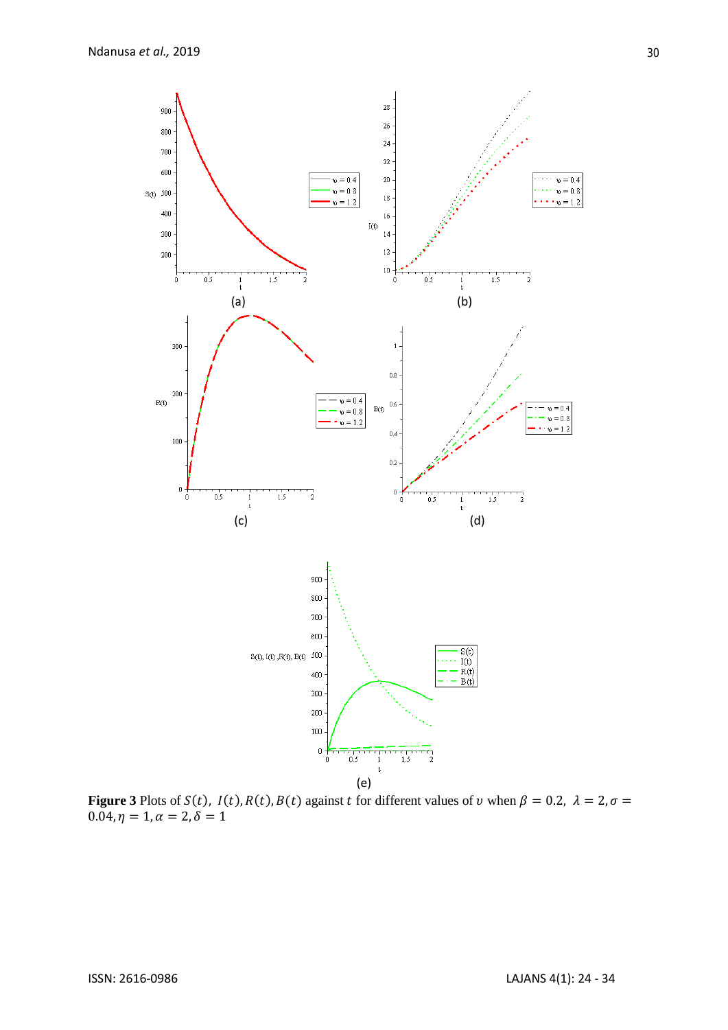(a)

(b)

(c)

(d)

(e)

**Figure 3** Plots of $S(t),\ I(t), R(t), B(t)$ against $t$ for different values of $\upsilon$ when $\beta = 0.2,\ \lambda = 2, \sigma = 0.04, \eta = 1, \alpha = 2, \delta = 1$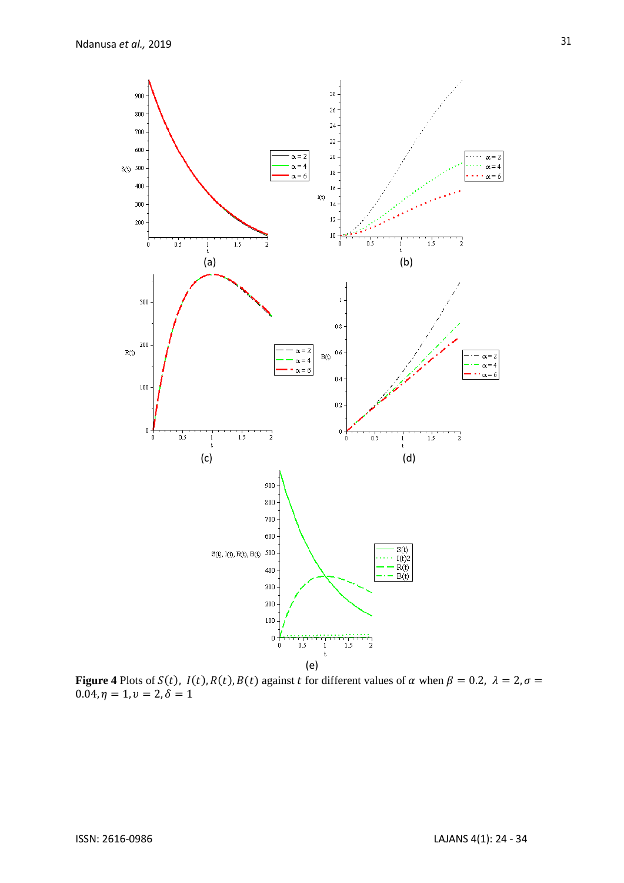(a)

(b)

(c)

(d)

(e)

**Figure 4** Plots of $S(t),\ I(t), R(t), B(t)$ against $t$ for different values of $\alpha$ when $\beta = 0.2,\ \lambda = 2, \sigma = 0.04, \eta = 1, \upsilon = 2, \delta = 1$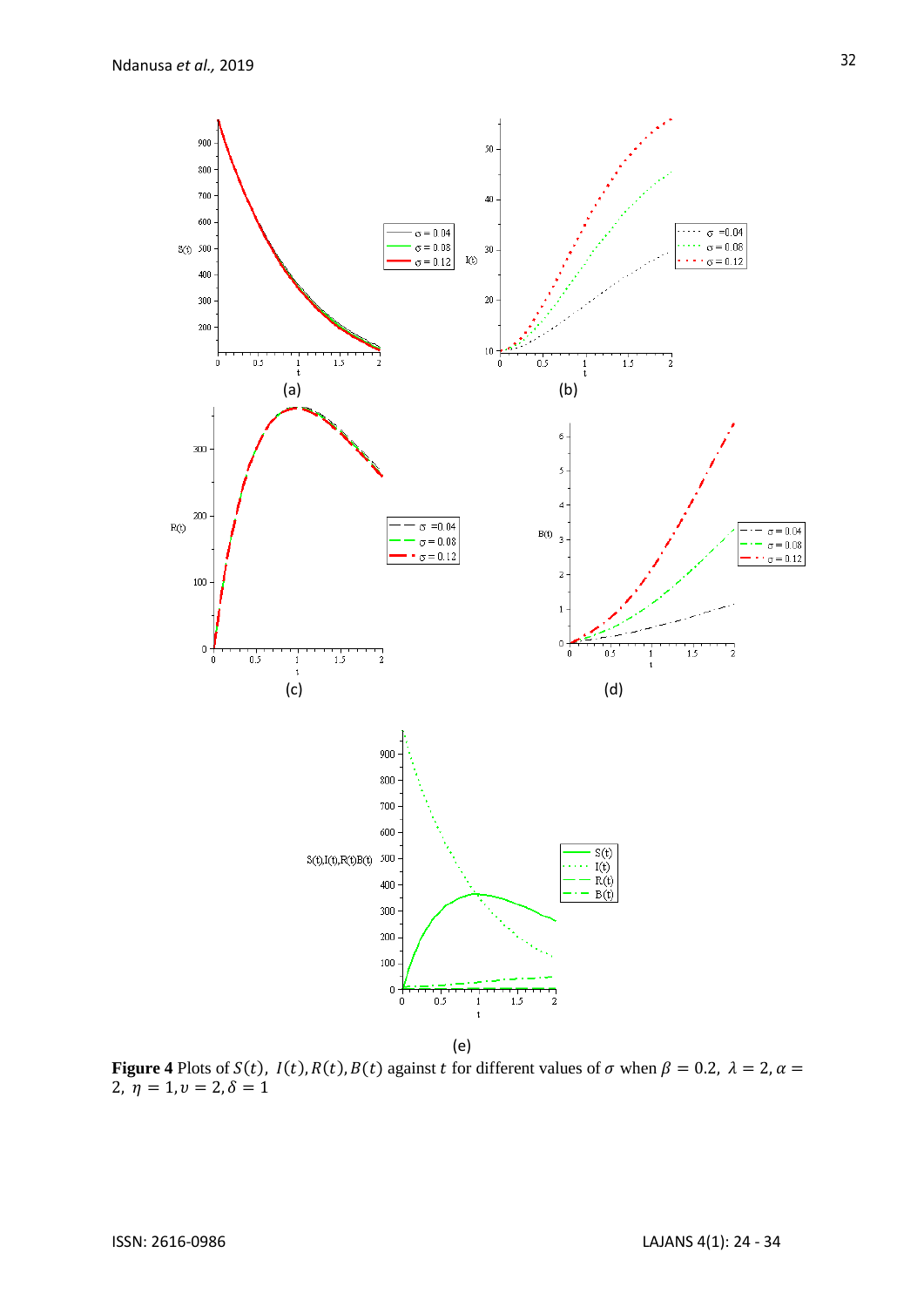(a)

(b)

(c)

(d)

(e)

**Figure 4** Plots of $S(t),\ I(t), R(t), B(t)$ against $t$ for different values of $\sigma$ when $\beta = 0.2,\ \lambda = 2, \alpha = 2,\ \eta = 1, \upsilon = 2, \delta = 1$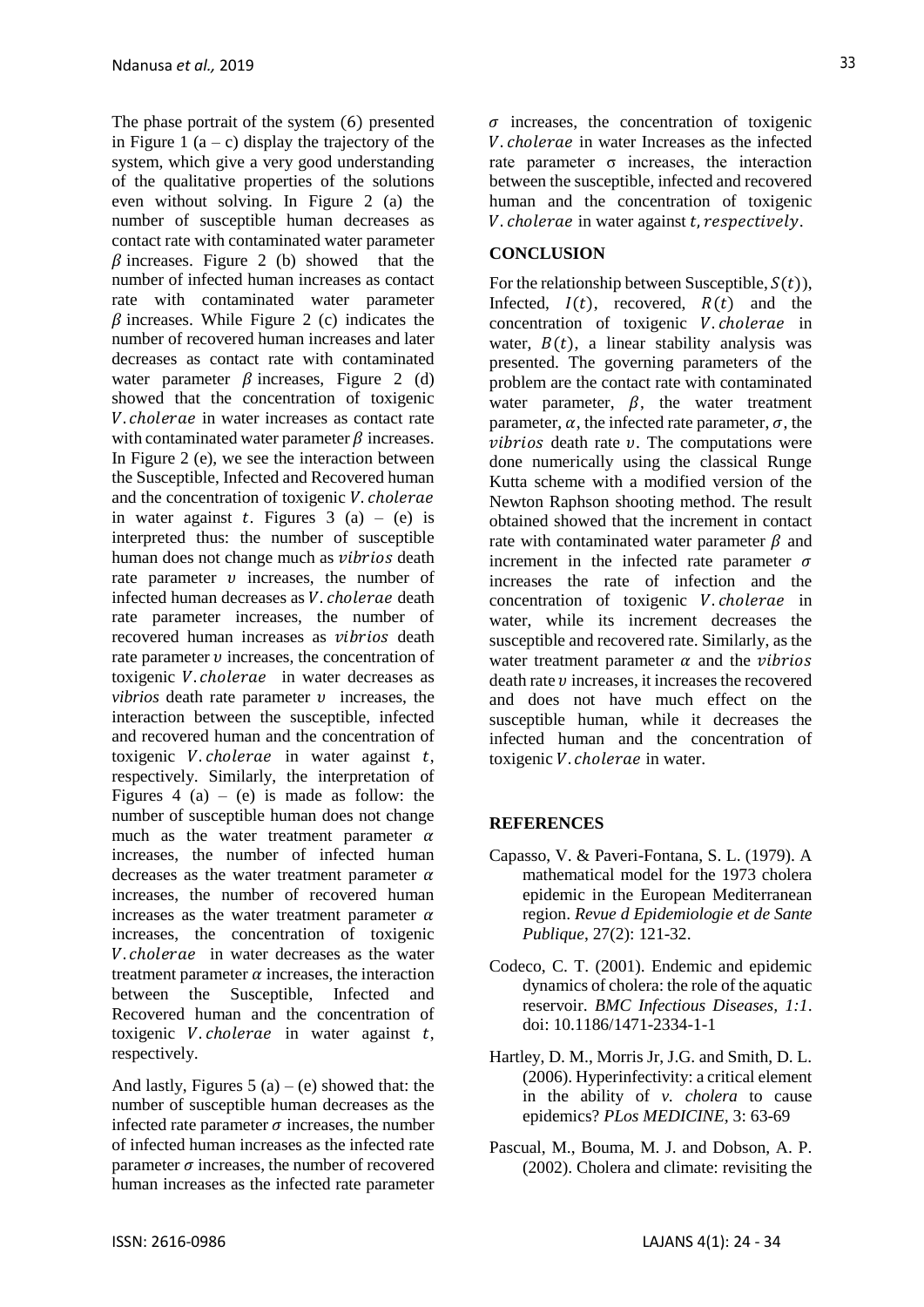The phase portrait of the system (6) presented in Figure 1 (a – c) display the trajectory of the system, which give a very good understanding of the qualitative properties of the solutions even without solving. In Figure 2 (a) the number of susceptible human decreases as contact rate with contaminated water parameter $\beta$ increases. Figure 2 (b) showed that the number of infected human increases as contact rate with contaminated water parameter $\beta$ increases. While Figure 2 (c) indicates the number of recovered human increases and later decreases as contact rate with contaminated water parameter $\beta$ increases, Figure 2 (d) showed that the concentration of toxigenic $V.cholerae$ in water increases as contact rate with contaminated water parameter $\beta$ increases. In Figure 2 (e), we see the interaction between the Susceptible, Infected and Recovered human and the concentration of toxigenic $V.cholerae$ in water against $t$. Figures 3 (a) – (e) is interpreted thus: the number of susceptible human does not change much as $vibrios$ death rate parameter $\upsilon$ increases, the number of infected human decreases as $V.cholerae$ death rate parameter increases, the number of recovered human increases as $vibrios$ death rate parameter $\upsilon$ increases, the concentration of toxigenic $V.cholerae$ in water decreases as *vibrios* death rate parameter $\upsilon$ increases, the interaction between the susceptible, infected and recovered human and the concentration of toxigenic $V.cholerae$ in water against $t$, respectively. Similarly, the interpretation of Figures 4 (a) – (e) is made as follow: the number of susceptible human does not change much as the water treatment parameter $\alpha$ increases, the number of infected human decreases as the water treatment parameter $\alpha$ increases, the number of recovered human increases as the water treatment parameter $\alpha$ increases, the concentration of toxigenic $V.cholerae$ in water decreases as the water treatment parameter $\alpha$ increases, the interaction between the Susceptible, Infected and Recovered human and the concentration of toxigenic $V.cholerae$ in water against $t$, respectively.

And lastly, Figures 5 (a) – (e) showed that: the number of susceptible human decreases as the infected rate parameter $\sigma$ increases, the number of infected human increases as the infected rate parameter $\sigma$ increases, the number of recovered human increases as the infected rate parameter $\sigma$ increases, the concentration of toxigenic $V.cholerae$ in water Increases as the infected rate parameter σ increases, the interaction between the susceptible, infected and recovered human and the concentration of toxigenic $V.cholerae$ in water against $t, respectively$.

## CONCLUSION

For the relationship between Susceptible, $S(t)$), Infected, $I(t)$, recovered, $R(t)$ and the concentration of toxigenic $V.cholerae$ in water, $B(t)$, a linear stability analysis was presented. The governing parameters of the problem are the contact rate with contaminated water parameter, $\beta$, the water treatment parameter, $\alpha$, the infected rate parameter, $\sigma$, the $vibrios$ death rate $\upsilon$. The computations were done numerically using the classical Runge Kutta scheme with a modified version of the Newton Raphson shooting method. The result obtained showed that the increment in contact rate with contaminated water parameter $\beta$ and increment in the infected rate parameter $\sigma$ increases the rate of infection and the concentration of toxigenic $V.cholerae$ in water, while its increment decreases the susceptible and recovered rate. Similarly, as the water treatment parameter $\alpha$ and the $vibrios$ death rate $\upsilon$ increases, it increases the recovered and does not have much effect on the susceptible human, while it decreases the infected human and the concentration of toxigenic $V.cholerae$ in water.

## REFERENCES

Capasso, V. & Paveri-Fontana, S. L. (1979). A mathematical model for the 1973 cholera epidemic in the European Mediterranean region. *Revue d Epidemiologie et de Sante Publique*, 27(2): 121-32.

Codeco, C. T. (2001). Endemic and epidemic dynamics of cholera: the role of the aquatic reservoir. *BMC Infectious Diseases, 1:1*. doi: 10.1186/1471-2334-1-1

Hartley, D. M., Morris Jr, J.G. and Smith, D. L. (2006). Hyperinfectivity: a critical element in the ability of *v. cholera* to cause epidemics? *PLos MEDICINE*, 3: 63-69

Pascual, M., Bouma, M. J. and Dobson, A. P. (2002). Cholera and climate: revisiting the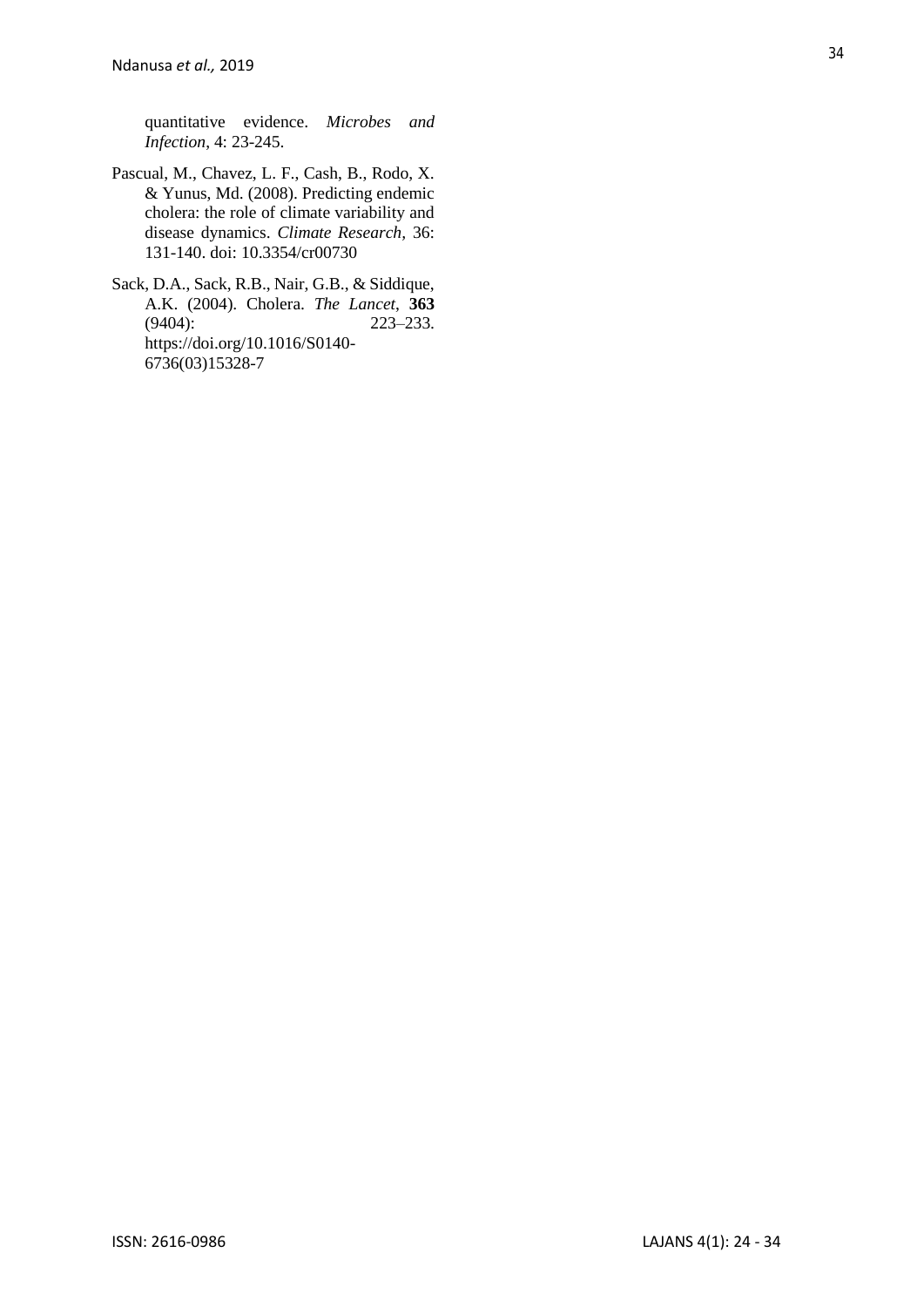quantitative evidence. *Microbes and Infection*, 4: 23-245.

Pascual, M., Chavez, L. F., Cash, B., Rodo, X. & Yunus, Md. (2008). Predicting endemic cholera: the role of climate variability and disease dynamics. *Climate Research*, 36: 131-140. doi: 10.3354/cr00730

Sack, D.A., Sack, R.B., Nair, G.B., & Siddique, A.K. (2004). Cholera. *The Lancet*, **363** (9404): 223–233. https://doi.org/10.1016/S0140-6736(03)15328-7